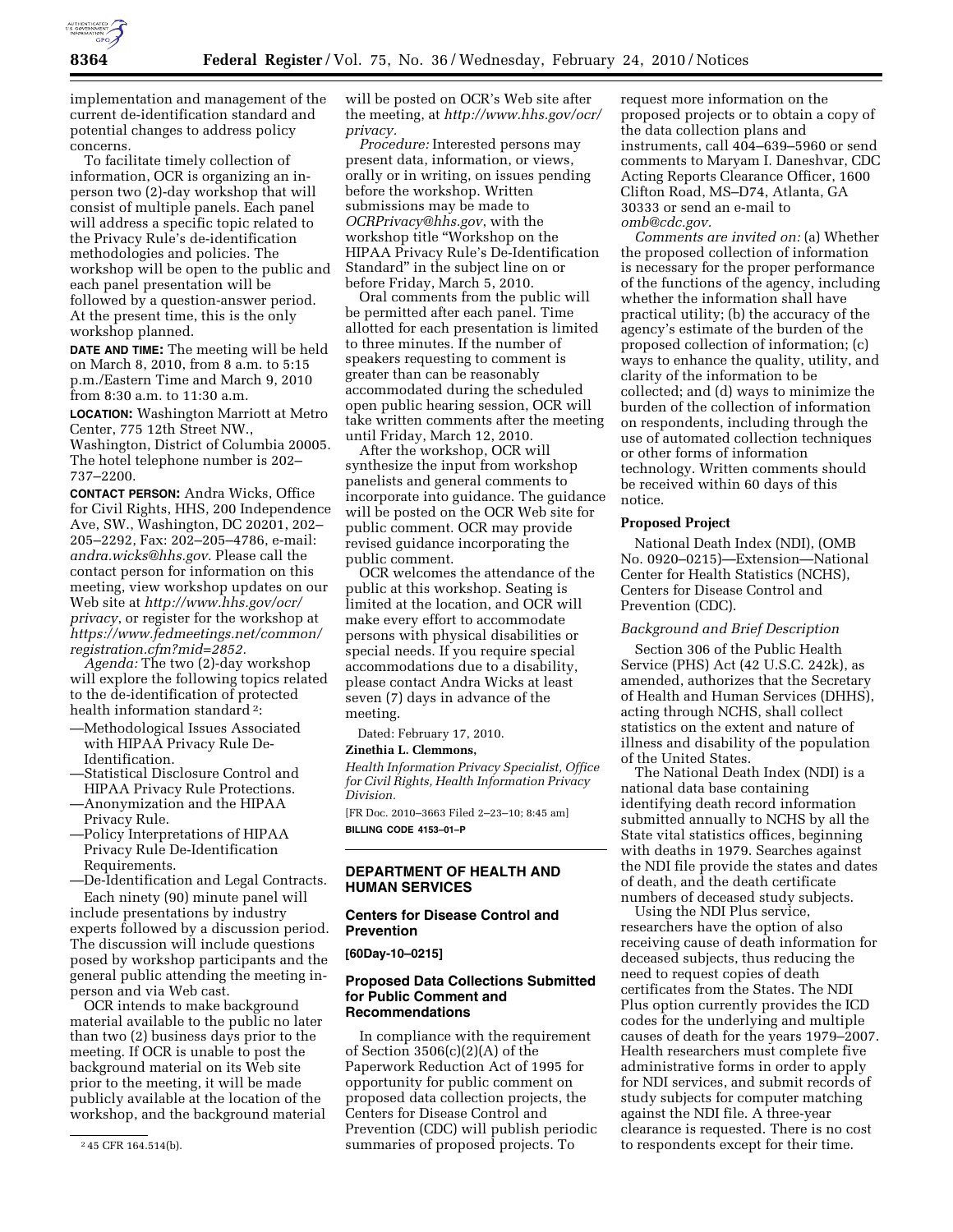implementation and management of the current de-identification standard and potential changes to address policy concerns.

To facilitate timely collection of information, OCR is organizing an in-person two (2)-day workshop that will consist of multiple panels. Each panel will address a specific topic related to the Privacy Rule's de-identification methodologies and policies. The workshop will be open to the public and each panel presentation will be followed by a question-answer period. At the present time, this is the only workshop planned.

**DATE AND TIME:** The meeting will be held on March 8, 2010, from 8 a.m. to 5:15 p.m./Eastern Time and March 9, 2010 from 8:30 a.m. to 11:30 a.m.

**LOCATION:** Washington Marriott at Metro Center, 775 12th Street NW., Washington, District of Columbia 20005. The hotel telephone number is 202–737–2200.

**CONTACT PERSON:** Andra Wicks, Office for Civil Rights, HHS, 200 Independence Ave, SW., Washington, DC 20201, 202–205–2292, Fax: 202–205–4786, e-mail: *andra.wicks@hhs.gov.* Please call the contact person for information on this meeting, view workshop updates on our Web site at *http://www.hhs.gov/ocr/privacy*, or register for the workshop at *https://www.fedmeetings.net/common/registration.cfm?mid=2852.*

*Agenda:* The two (2)-day workshop will explore the following topics related to the de-identification of protected health information standard[2]:

—Methodological Issues Associated with HIPAA Privacy Rule De-Identification.
—Statistical Disclosure Control and HIPAA Privacy Rule Protections.
—Anonymization and the HIPAA Privacy Rule.
—Policy Interpretations of HIPAA Privacy Rule De-Identification Requirements.
—De-Identification and Legal Contracts.

Each ninety (90) minute panel will include presentations by industry experts followed by a discussion period. The discussion will include questions posed by workshop participants and the general public attending the meeting in-person and via Web cast.

OCR intends to make background material available to the public no later than two (2) business days prior to the meeting. If OCR is unable to post the background material on its Web site prior to the meeting, it will be made publicly available at the location of the workshop, and the background material will be posted on OCR's Web site after the meeting, at *http://www.hhs.gov/ocr/privacy.*

*Procedure:* Interested persons may present data, information, or views, orally or in writing, on issues pending before the workshop. Written submissions may be made to *OCRPrivacy@hhs.gov*, with the workshop title "Workshop on the HIPAA Privacy Rule's De-Identification Standard" in the subject line on or before Friday, March 5, 2010.

Oral comments from the public will be permitted after each panel. Time allotted for each presentation is limited to three minutes. If the number of speakers requesting to comment is greater than can be reasonably accommodated during the scheduled open public hearing session, OCR will take written comments after the meeting until Friday, March 12, 2010.

After the workshop, OCR will synthesize the input from workshop panelists and general comments to incorporate into guidance. The guidance will be posted on the OCR Web site for public comment. OCR may provide revised guidance incorporating the public comment.

OCR welcomes the attendance of the public at this workshop. Seating is limited at the location, and OCR will make every effort to accommodate persons with physical disabilities or special needs. If you require special accommodations due to a disability, please contact Andra Wicks at least seven (7) days in advance of the meeting.

Dated: February 17, 2010.

**Zinethia L. Clemmons,**

*Health Information Privacy Specialist, Office for Civil Rights, Health Information Privacy Division.*

[FR Doc. 2010–3663 Filed 2–23–10; 8:45 am]

**BILLING CODE 4153–01–P**

[2] 45 CFR 164.514(b).

## DEPARTMENT OF HEALTH AND HUMAN SERVICES

### Centers for Disease Control and Prevention

**[60Day-10–0215]**

### Proposed Data Collections Submitted for Public Comment and Recommendations

In compliance with the requirement of Section 3506(c)(2)(A) of the Paperwork Reduction Act of 1995 for opportunity for public comment on proposed data collection projects, the Centers for Disease Control and Prevention (CDC) will publish periodic summaries of proposed projects. To request more information on the proposed projects or to obtain a copy of the data collection plans and instruments, call 404–639–5960 or send comments to Maryam I. Daneshvar, CDC Acting Reports Clearance Officer, 1600 Clifton Road, MS–D74, Atlanta, GA 30333 or send an e-mail to *omb@cdc.gov.*

*Comments are invited on:* (a) Whether the proposed collection of information is necessary for the proper performance of the functions of the agency, including whether the information shall have practical utility; (b) the accuracy of the agency's estimate of the burden of the proposed collection of information; (c) ways to enhance the quality, utility, and clarity of the information to be collected; and (d) ways to minimize the burden of the collection of information on respondents, including through the use of automated collection techniques or other forms of information technology. Written comments should be received within 60 days of this notice.

**Proposed Project**

National Death Index (NDI), (OMB No. 0920–0215)—Extension—National Center for Health Statistics (NCHS), Centers for Disease Control and Prevention (CDC).

*Background and Brief Description*

Section 306 of the Public Health Service (PHS) Act (42 U.S.C. 242k), as amended, authorizes that the Secretary of Health and Human Services (DHHS), acting through NCHS, shall collect statistics on the extent and nature of illness and disability of the population of the United States.

The National Death Index (NDI) is a national data base containing identifying death record information submitted annually to NCHS by all the State vital statistics offices, beginning with deaths in 1979. Searches against the NDI file provide the states and dates of death, and the death certificate numbers of deceased study subjects.

Using the NDI Plus service, researchers have the option of also receiving cause of death information for deceased subjects, thus reducing the need to request copies of death certificates from the States. The NDI Plus option currently provides the ICD codes for the underlying and multiple causes of death for the years 1979–2007. Health researchers must complete five administrative forms in order to apply for NDI services, and submit records of study subjects for computer matching against the NDI file. A three-year clearance is requested. There is no cost to respondents except for their time.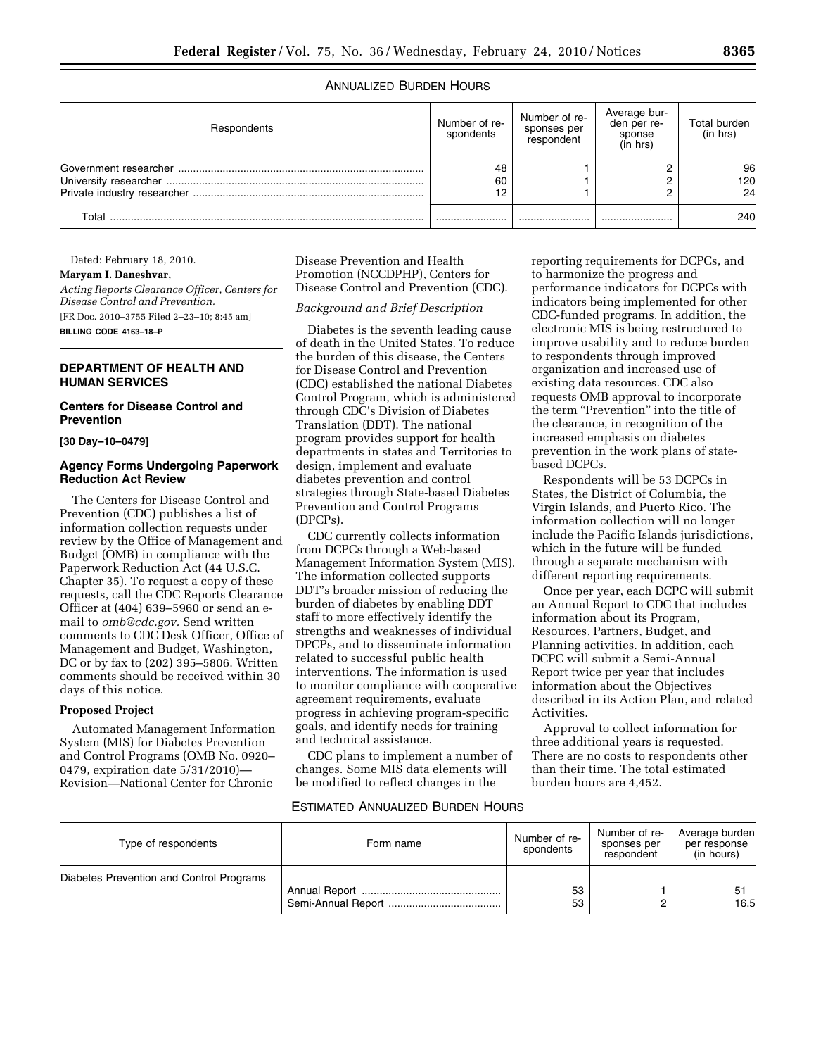ANNUALIZED BURDEN HOURS

| Respondents | Number of respondents | Number of responses per respondent | Average burden per response (in hrs) | Total burden (in hrs) |
|---|---|---|---|---|
| Government researcher | 48 | 1 | 2 | 96 |
| University researcher | 60 | 1 | 2 | 120 |
| Private industry researcher | 12 | 1 | 2 | 24 |
| Total | | | | 240 |

Dated: February 18, 2010.

**Maryam I. Daneshvar,**

*Acting Reports Clearance Officer, Centers for Disease Control and Prevention.*

[FR Doc. 2010–3755 Filed 2–23–10; 8:45 am]

**BILLING CODE 4163–18–P**

## DEPARTMENT OF HEALTH AND HUMAN SERVICES

### Centers for Disease Control and Prevention

**[30 Day–10–0479]**

### Agency Forms Undergoing Paperwork Reduction Act Review

The Centers for Disease Control and Prevention (CDC) publishes a list of information collection requests under review by the Office of Management and Budget (OMB) in compliance with the Paperwork Reduction Act (44 U.S.C. Chapter 35). To request a copy of these requests, call the CDC Reports Clearance Officer at (404) 639–5960 or send an e-mail to *omb@cdc.gov.* Send written comments to CDC Desk Officer, Office of Management and Budget, Washington, DC or by fax to (202) 395–5806. Written comments should be received within 30 days of this notice.

**Proposed Project**

Automated Management Information System (MIS) for Diabetes Prevention and Control Programs (OMB No. 0920–0479, expiration date 5/31/2010)—Revision—National Center for Chronic Disease Prevention and Health Promotion (NCCDPHP), Centers for Disease Control and Prevention (CDC).

*Background and Brief Description*

Diabetes is the seventh leading cause of death in the United States. To reduce the burden of this disease, the Centers for Disease Control and Prevention (CDC) established the national Diabetes Control Program, which is administered through CDC's Division of Diabetes Translation (DDT). The national program provides support for health departments in states and Territories to design, implement and evaluate diabetes prevention and control strategies through State-based Diabetes Prevention and Control Programs (DPCPs).

CDC currently collects information from DCPCs through a Web-based Management Information System (MIS). The information collected supports DDT's broader mission of reducing the burden of diabetes by enabling DDT staff to more effectively identify the strengths and weaknesses of individual DPCPs, and to disseminate information related to successful public health interventions. The information is used to monitor compliance with cooperative agreement requirements, evaluate progress in achieving program-specific goals, and identify needs for training and technical assistance.

CDC plans to implement a number of changes. Some MIS data elements will be modified to reflect changes in the reporting requirements for DCPCs, and to harmonize the progress and performance indicators for DCPCs with indicators being implemented for other CDC-funded programs. In addition, the electronic MIS is being restructured to improve usability and to reduce burden to respondents through improved organization and increased use of existing data resources. CDC also requests OMB approval to incorporate the term "Prevention" into the title of the clearance, in recognition of the increased emphasis on diabetes prevention in the work plans of state-based DCPCs.

Respondents will be 53 DCPCs in States, the District of Columbia, the Virgin Islands, and Puerto Rico. The information collection will no longer include the Pacific Islands jurisdictions, which in the future will be funded through a separate mechanism with different reporting requirements.

Once per year, each DCPC will submit an Annual Report to CDC that includes information about its Program, Resources, Partners, Budget, and Planning activities. In addition, each DCPC will submit a Semi-Annual Report twice per year that includes information about the Objectives described in its Action Plan, and related Activities.

Approval to collect information for three additional years is requested. There are no costs to respondents other than their time. The total estimated burden hours are 4,452.

ESTIMATED ANNUALIZED BURDEN HOURS

| Type of respondents | Form name | Number of respondents | Number of responses per respondent | Average burden per response (in hours) |
|---|---|---|---|---|
| Diabetes Prevention and Control Programs | | | | |
| | Annual Report | 53 | 1 | 51 |
| | Semi-Annual Report | 53 | 2 | 16.5 |